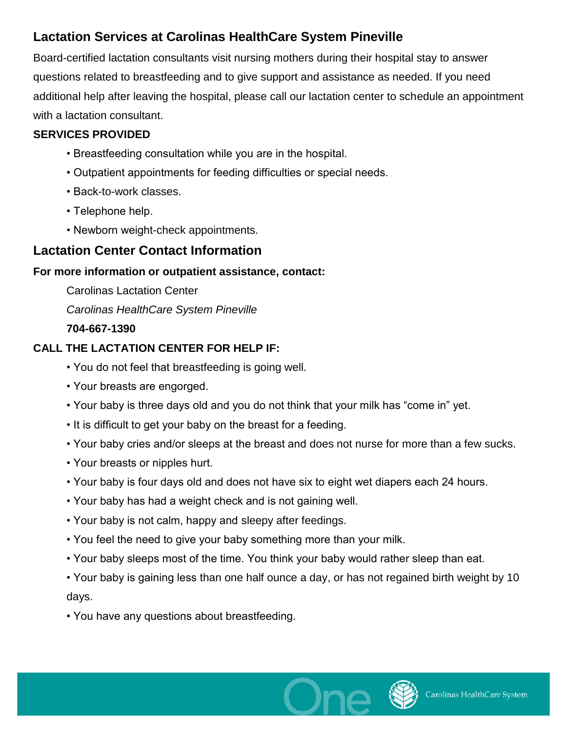## Lactation Services at Carolinas HealthCare System Pineville

Board-certified lactation consultants visit nursing mothers during their hospital stay to answer questions related to breastfeeding and to give support and assistance as needed. If you need additional help after leaving the hospital, please call our lactation center to schedule an appointment with a lactation consultant.

**SERVICES PROVIDED**

- Breastfeeding consultation while you are in the hospital.
- Outpatient appointments for feeding difficulties or special needs.
- Back-to-work classes.
- Telephone help.
- Newborn weight-check appointments.

## Lactation Center Contact Information

**For more information or outpatient assistance, contact:**

Carolinas Lactation Center

*Carolinas HealthCare System Pineville*

**704-667-1390**

**CALL THE LACTATION CENTER FOR HELP IF:**

- You do not feel that breastfeeding is going well.
- Your breasts are engorged.
- Your baby is three days old and you do not think that your milk has "come in" yet.
- It is difficult to get your baby on the breast for a feeding.
- Your baby cries and/or sleeps at the breast and does not nurse for more than a few sucks.
- Your breasts or nipples hurt.
- Your baby is four days old and does not have six to eight wet diapers each 24 hours.
- Your baby has had a weight check and is not gaining well.
- Your baby is not calm, happy and sleepy after feedings.
- You feel the need to give your baby something more than your milk.
- Your baby sleeps most of the time. You think your baby would rather sleep than eat.
- Your baby is gaining less than one half ounce a day, or has not regained birth weight by 10 days.
- You have any questions about breastfeeding.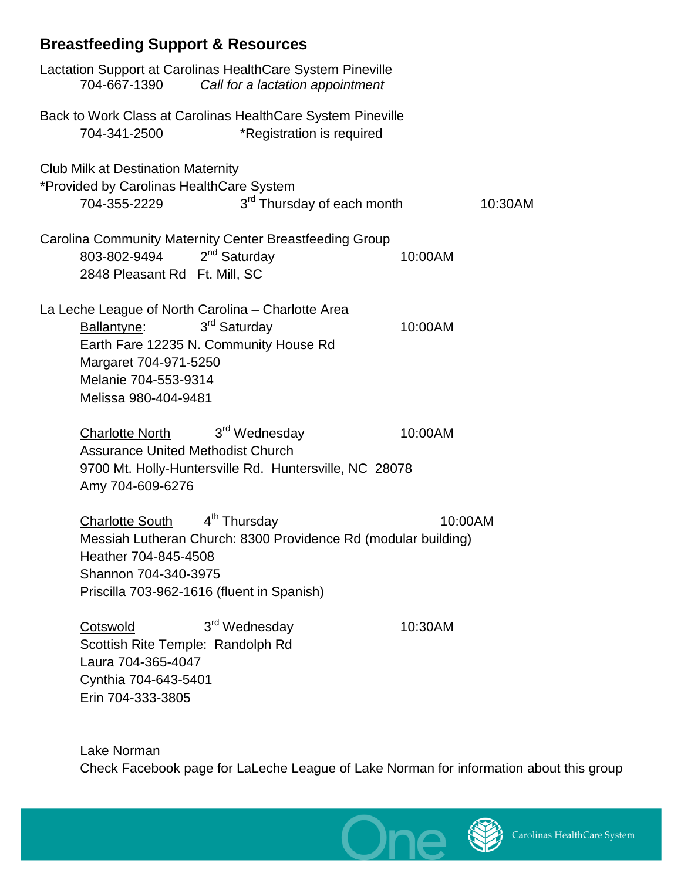## Breastfeeding Support & Resources

Lactation Support at Carolinas HealthCare System Pineville
704-667-1390 *Call for a lactation appointment*

Back to Work Class at Carolinas HealthCare System Pineville
704-341-2500 *Registration is required

Club Milk at Destination Maternity
*Provided by Carolinas HealthCare System
704-355-2229 3rd Thursday of each month 10:30AM

Carolina Community Maternity Center Breastfeeding Group
803-802-9494 2nd Saturday 10:00AM
2848 Pleasant Rd Ft. Mill, SC

La Leche League of North Carolina – Charlotte Area

Ballantyne: 3rd Saturday 10:00AM
Earth Fare 12235 N. Community House Rd
Margaret 704-971-5250
Melanie 704-553-9314
Melissa 980-404-9481

Charlotte North 3rd Wednesday 10:00AM
Assurance United Methodist Church
9700 Mt. Holly-Huntersville Rd. Huntersville, NC 28078
Amy 704-609-6276

Charlotte South 4th Thursday 10:00AM
Messiah Lutheran Church: 8300 Providence Rd (modular building)
Heather 704-845-4508
Shannon 704-340-3975
Priscilla 703-962-1616 (fluent in Spanish)

Cotswold 3rd Wednesday 10:30AM
Scottish Rite Temple: Randolph Rd
Laura 704-365-4047
Cynthia 704-643-5401
Erin 704-333-3805

Lake Norman
Check Facebook page for LaLeche League of Lake Norman for information about this group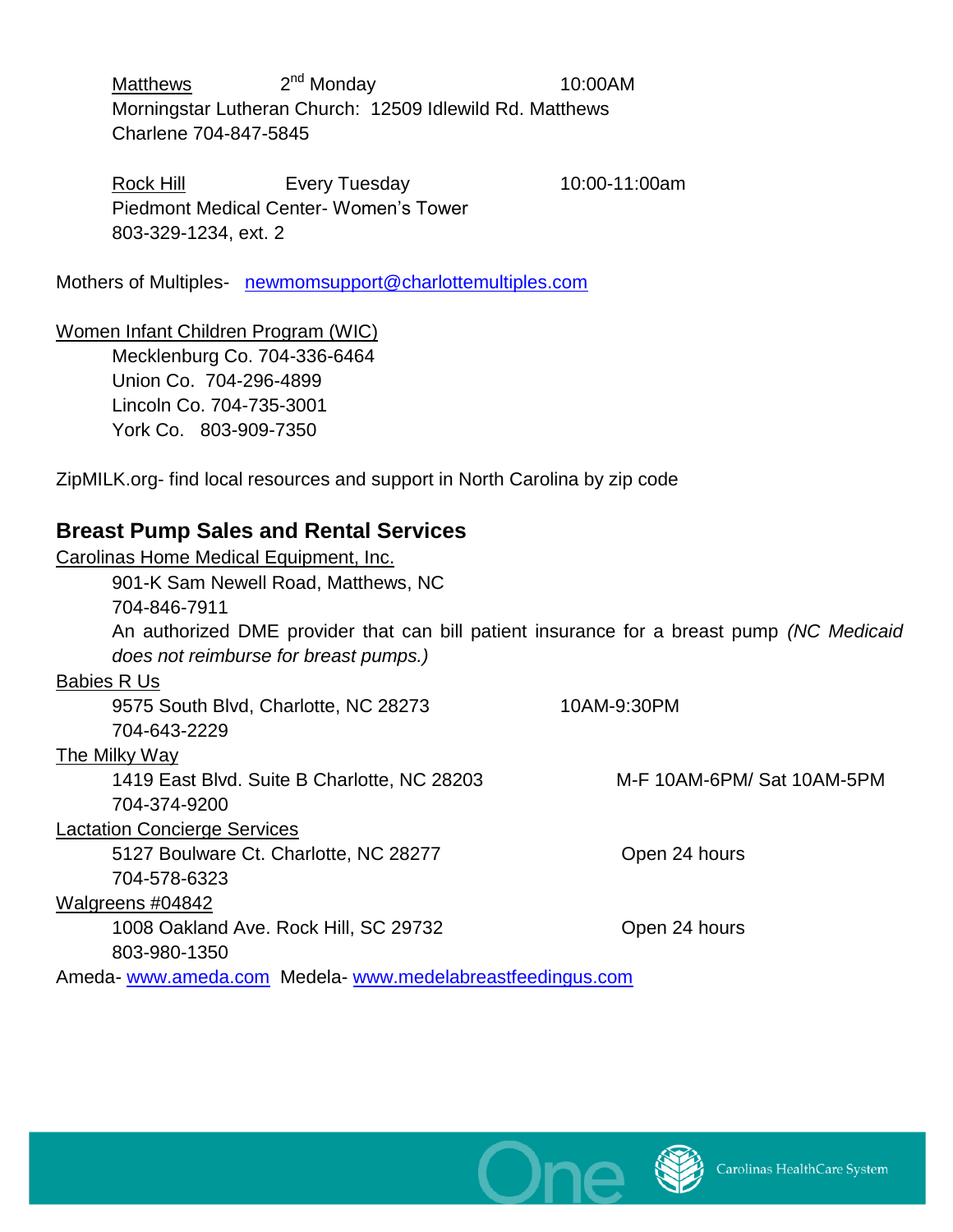Matthews 2nd Monday 10:00AM
Morningstar Lutheran Church: 12509 Idlewild Rd. Matthews
Charlene 704-847-5845

Rock Hill Every Tuesday 10:00-11:00am
Piedmont Medical Center- Women's Tower
803-329-1234, ext. 2

Mothers of Multiples- newmomsupport@charlottemultiples.com

Women Infant Children Program (WIC)
Mecklenburg Co. 704-336-6464
Union Co. 704-296-4899
Lincoln Co. 704-735-3001
York Co. 803-909-7350

ZipMILK.org- find local resources and support in North Carolina by zip code

## Breast Pump Sales and Rental Services

Carolinas Home Medical Equipment, Inc.
901-K Sam Newell Road, Matthews, NC
704-846-7911
An authorized DME provider that can bill patient insurance for a breast pump *(NC Medicaid does not reimburse for breast pumps.)*

Babies R Us
9575 South Blvd, Charlotte, NC 28273 10AM-9:30PM
704-643-2229

The Milky Way
1419 East Blvd. Suite B Charlotte, NC 28203 M-F 10AM-6PM/ Sat 10AM-5PM
704-374-9200

Lactation Concierge Services
5127 Boulware Ct. Charlotte, NC 28277 Open 24 hours
704-578-6323

Walgreens #04842
1008 Oakland Ave. Rock Hill, SC 29732 Open 24 hours
803-980-1350

Ameda- www.ameda.com Medela- www.medelabreastfeedingus.com